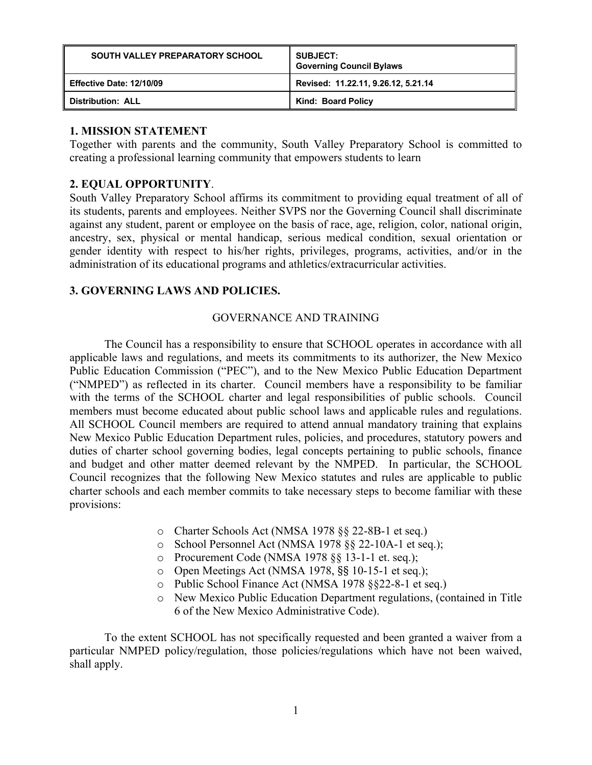| SOUTH VALLEY PREPARATORY SCHOOL | SUBJECT: Governing Council Bylaws |
|---|---|
| Effective Date: 12/10/09 | Revised: 11.22.11, 9.26.12, 5.21.14 |
| Distribution: ALL | Kind: Board Policy |

## 1. MISSION STATEMENT

Together with parents and the community, South Valley Preparatory School is committed to creating a professional learning community that empowers students to learn

## 2. EQUAL OPPORTUNITY.

South Valley Preparatory School affirms its commitment to providing equal treatment of all of its students, parents and employees. Neither SVPS nor the Governing Council shall discriminate against any student, parent or employee on the basis of race, age, religion, color, national origin, ancestry, sex, physical or mental handicap, serious medical condition, sexual orientation or gender identity with respect to his/her rights, privileges, programs, activities, and/or in the administration of its educational programs and athletics/extracurricular activities.

## 3. GOVERNING LAWS AND POLICIES.

### GOVERNANCE AND TRAINING

The Council has a responsibility to ensure that SCHOOL operates in accordance with all applicable laws and regulations, and meets its commitments to its authorizer, the New Mexico Public Education Commission ("PEC"), and to the New Mexico Public Education Department ("NMPED") as reflected in its charter. Council members have a responsibility to be familiar with the terms of the SCHOOL charter and legal responsibilities of public schools. Council members must become educated about public school laws and applicable rules and regulations. All SCHOOL Council members are required to attend annual mandatory training that explains New Mexico Public Education Department rules, policies, and procedures, statutory powers and duties of charter school governing bodies, legal concepts pertaining to public schools, finance and budget and other matter deemed relevant by the NMPED. In particular, the SCHOOL Council recognizes that the following New Mexico statutes and rules are applicable to public charter schools and each member commits to take necessary steps to become familiar with these provisions:

- Charter Schools Act (NMSA 1978 §§ 22-8B-1 et seq.)
- School Personnel Act (NMSA 1978 §§ 22-10A-1 et seq.);
- Procurement Code (NMSA 1978 §§ 13-1-1 et. seq.);
- Open Meetings Act (NMSA 1978, §§ 10-15-1 et seq.);
- Public School Finance Act (NMSA 1978 §§22-8-1 et seq.)
- New Mexico Public Education Department regulations, (contained in Title 6 of the New Mexico Administrative Code).

To the extent SCHOOL has not specifically requested and been granted a waiver from a particular NMPED policy/regulation, those policies/regulations which have not been waived, shall apply.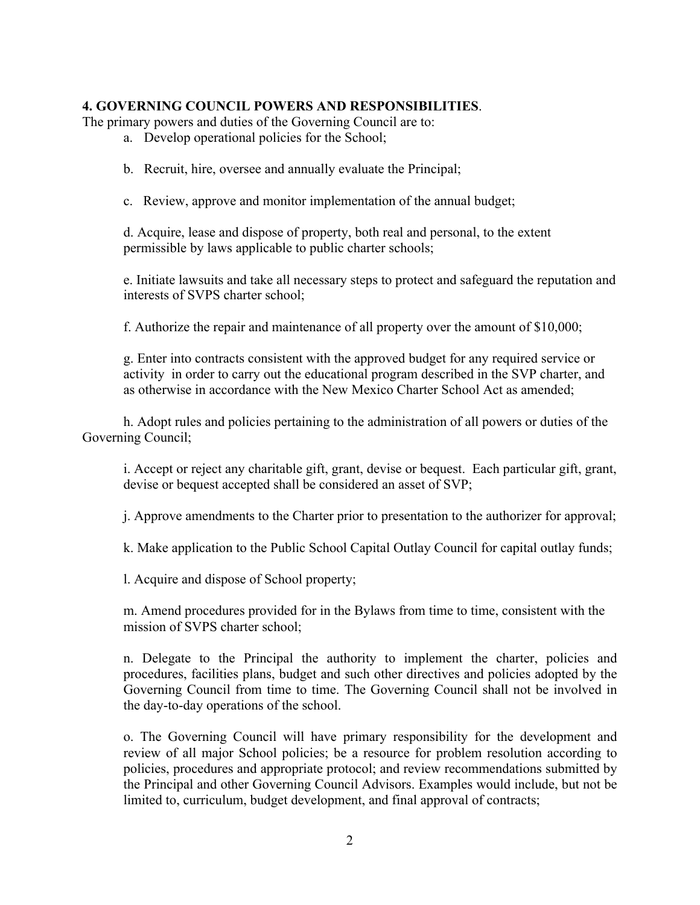**4. GOVERNING COUNCIL POWERS AND RESPONSIBILITIES**.

The primary powers and duties of the Governing Council are to:

a. Develop operational policies for the School;

b. Recruit, hire, oversee and annually evaluate the Principal;

c. Review, approve and monitor implementation of the annual budget;

d. Acquire, lease and dispose of property, both real and personal, to the extent permissible by laws applicable to public charter schools;

e. Initiate lawsuits and take all necessary steps to protect and safeguard the reputation and interests of SVPS charter school;

f. Authorize the repair and maintenance of all property over the amount of $10,000;

g. Enter into contracts consistent with the approved budget for any required service or activity in order to carry out the educational program described in the SVP charter, and as otherwise in accordance with the New Mexico Charter School Act as amended;

h. Adopt rules and policies pertaining to the administration of all powers or duties of the Governing Council;

i. Accept or reject any charitable gift, grant, devise or bequest. Each particular gift, grant, devise or bequest accepted shall be considered an asset of SVP;

j. Approve amendments to the Charter prior to presentation to the authorizer for approval;

k. Make application to the Public School Capital Outlay Council for capital outlay funds;

l. Acquire and dispose of School property;

m. Amend procedures provided for in the Bylaws from time to time, consistent with the mission of SVPS charter school;

n. Delegate to the Principal the authority to implement the charter, policies and procedures, facilities plans, budget and such other directives and policies adopted by the Governing Council from time to time. The Governing Council shall not be involved in the day-to-day operations of the school.

o. The Governing Council will have primary responsibility for the development and review of all major School policies; be a resource for problem resolution according to policies, procedures and appropriate protocol; and review recommendations submitted by the Principal and other Governing Council Advisors. Examples would include, but not be limited to, curriculum, budget development, and final approval of contracts;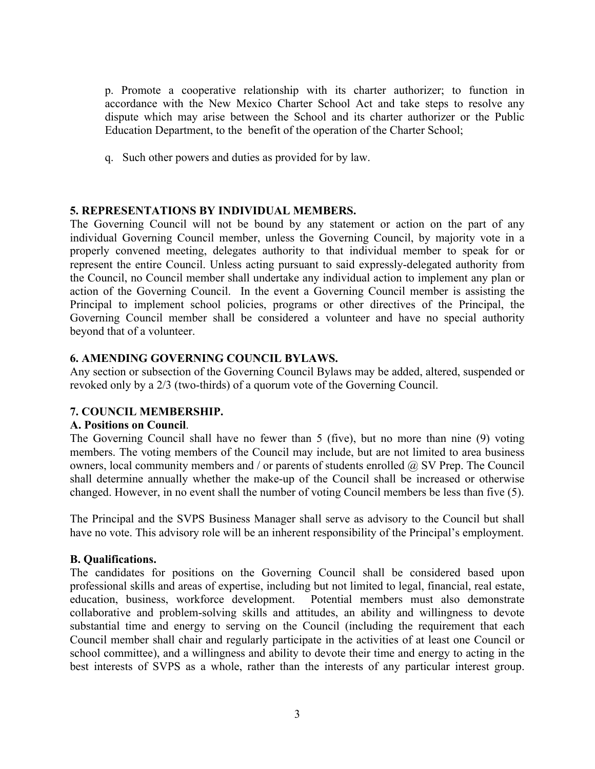p. Promote a cooperative relationship with its charter authorizer; to function in accordance with the New Mexico Charter School Act and take steps to resolve any dispute which may arise between the School and its charter authorizer or the Public Education Department, to the benefit of the operation of the Charter School;

q. Such other powers and duties as provided for by law.

**5. REPRESENTATIONS BY INDIVIDUAL MEMBERS.**

The Governing Council will not be bound by any statement or action on the part of any individual Governing Council member, unless the Governing Council, by majority vote in a properly convened meeting, delegates authority to that individual member to speak for or represent the entire Council. Unless acting pursuant to said expressly-delegated authority from the Council, no Council member shall undertake any individual action to implement any plan or action of the Governing Council. In the event a Governing Council member is assisting the Principal to implement school policies, programs or other directives of the Principal, the Governing Council member shall be considered a volunteer and have no special authority beyond that of a volunteer.

**6. AMENDING GOVERNING COUNCIL BYLAWS.**

Any section or subsection of the Governing Council Bylaws may be added, altered, suspended or revoked only by a 2/3 (two-thirds) of a quorum vote of the Governing Council.

**7. COUNCIL MEMBERSHIP.**

**A. Positions on Council**.

The Governing Council shall have no fewer than 5 (five), but no more than nine (9) voting members. The voting members of the Council may include, but are not limited to area business owners, local community members and / or parents of students enrolled @ SV Prep. The Council shall determine annually whether the make-up of the Council shall be increased or otherwise changed. However, in no event shall the number of voting Council members be less than five (5).

The Principal and the SVPS Business Manager shall serve as advisory to the Council but shall have no vote. This advisory role will be an inherent responsibility of the Principal's employment.

**B. Qualifications.**

The candidates for positions on the Governing Council shall be considered based upon professional skills and areas of expertise, including but not limited to legal, financial, real estate, education, business, workforce development. Potential members must also demonstrate collaborative and problem-solving skills and attitudes, an ability and willingness to devote substantial time and energy to serving on the Council (including the requirement that each Council member shall chair and regularly participate in the activities of at least one Council or school committee), and a willingness and ability to devote their time and energy to acting in the best interests of SVPS as a whole, rather than the interests of any particular interest group.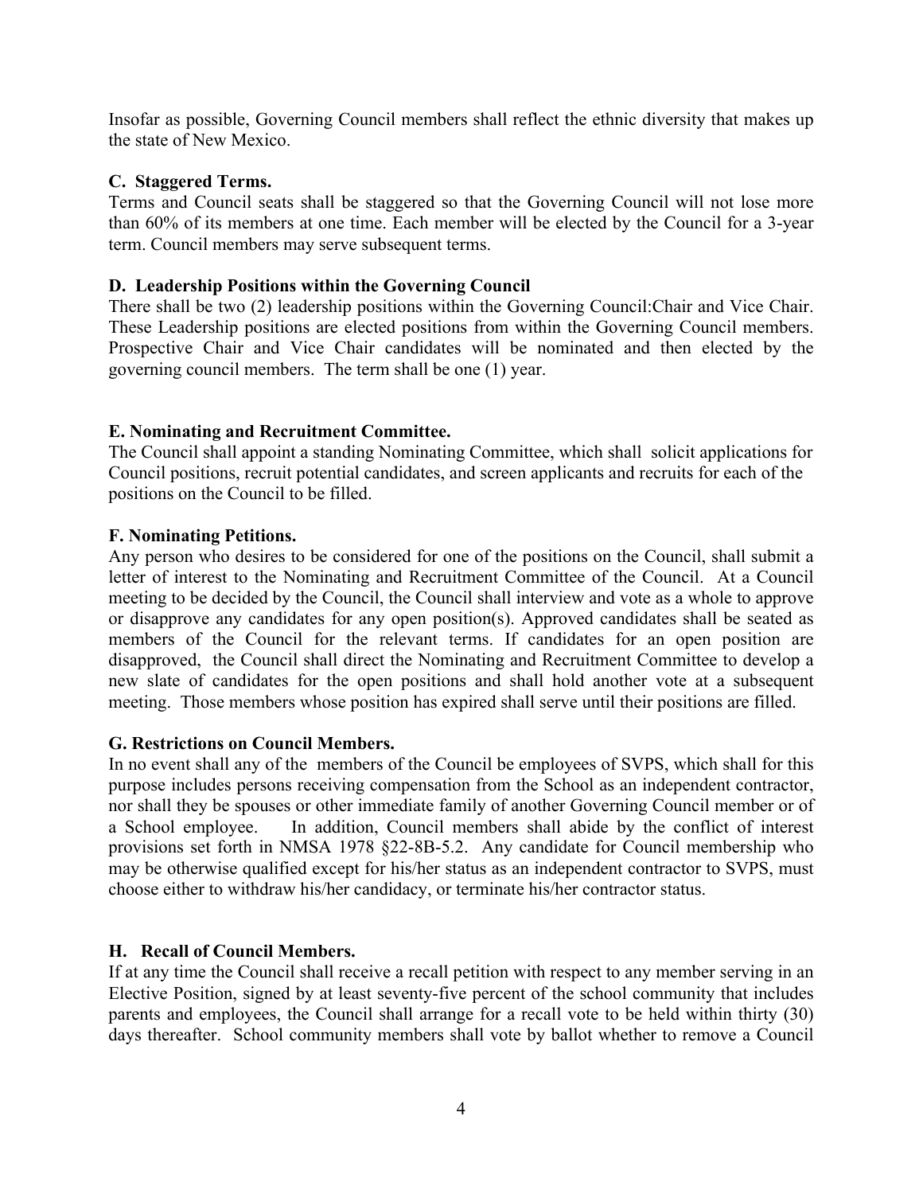Insofar as possible, Governing Council members shall reflect the ethnic diversity that makes up the state of New Mexico.

**C. Staggered Terms.**

Terms and Council seats shall be staggered so that the Governing Council will not lose more than 60% of its members at one time. Each member will be elected by the Council for a 3-year term. Council members may serve subsequent terms.

**D. Leadership Positions within the Governing Council**

There shall be two (2) leadership positions within the Governing Council:Chair and Vice Chair. These Leadership positions are elected positions from within the Governing Council members. Prospective Chair and Vice Chair candidates will be nominated and then elected by the governing council members. The term shall be one (1) year.

**E. Nominating and Recruitment Committee.**

The Council shall appoint a standing Nominating Committee, which shall solicit applications for Council positions, recruit potential candidates, and screen applicants and recruits for each of the positions on the Council to be filled.

**F. Nominating Petitions.**

Any person who desires to be considered for one of the positions on the Council, shall submit a letter of interest to the Nominating and Recruitment Committee of the Council. At a Council meeting to be decided by the Council, the Council shall interview and vote as a whole to approve or disapprove any candidates for any open position(s). Approved candidates shall be seated as members of the Council for the relevant terms. If candidates for an open position are disapproved, the Council shall direct the Nominating and Recruitment Committee to develop a new slate of candidates for the open positions and shall hold another vote at a subsequent meeting. Those members whose position has expired shall serve until their positions are filled.

**G. Restrictions on Council Members.**

In no event shall any of the members of the Council be employees of SVPS, which shall for this purpose includes persons receiving compensation from the School as an independent contractor, nor shall they be spouses or other immediate family of another Governing Council member or of a School employee. In addition, Council members shall abide by the conflict of interest provisions set forth in NMSA 1978 §22-8B-5.2. Any candidate for Council membership who may be otherwise qualified except for his/her status as an independent contractor to SVPS, must choose either to withdraw his/her candidacy, or terminate his/her contractor status.

**H. Recall of Council Members.**

If at any time the Council shall receive a recall petition with respect to any member serving in an Elective Position, signed by at least seventy-five percent of the school community that includes parents and employees, the Council shall arrange for a recall vote to be held within thirty (30) days thereafter. School community members shall vote by ballot whether to remove a Council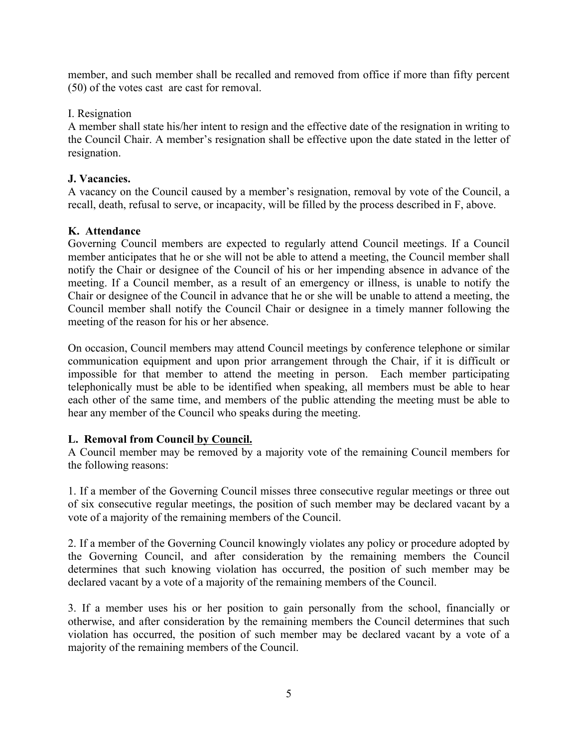member, and such member shall be recalled and removed from office if more than fifty percent (50) of the votes cast are cast for removal.

I. Resignation

A member shall state his/her intent to resign and the effective date of the resignation in writing to the Council Chair. A member's resignation shall be effective upon the date stated in the letter of resignation.

**J. Vacancies.**

A vacancy on the Council caused by a member's resignation, removal by vote of the Council, a recall, death, refusal to serve, or incapacity, will be filled by the process described in F, above.

**K. Attendance**

Governing Council members are expected to regularly attend Council meetings. If a Council member anticipates that he or she will not be able to attend a meeting, the Council member shall notify the Chair or designee of the Council of his or her impending absence in advance of the meeting. If a Council member, as a result of an emergency or illness, is unable to notify the Chair or designee of the Council in advance that he or she will be unable to attend a meeting, the Council member shall notify the Council Chair or designee in a timely manner following the meeting of the reason for his or her absence.

On occasion, Council members may attend Council meetings by conference telephone or similar communication equipment and upon prior arrangement through the Chair, if it is difficult or impossible for that member to attend the meeting in person. Each member participating telephonically must be able to be identified when speaking, all members must be able to hear each other of the same time, and members of the public attending the meeting must be able to hear any member of the Council who speaks during the meeting.

**L. Removal from Council <u>by Council.</u>**

A Council member may be removed by a majority vote of the remaining Council members for the following reasons:

1. If a member of the Governing Council misses three consecutive regular meetings or three out of six consecutive regular meetings, the position of such member may be declared vacant by a vote of a majority of the remaining members of the Council.

2. If a member of the Governing Council knowingly violates any policy or procedure adopted by the Governing Council, and after consideration by the remaining members the Council determines that such knowing violation has occurred, the position of such member may be declared vacant by a vote of a majority of the remaining members of the Council.

3. If a member uses his or her position to gain personally from the school, financially or otherwise, and after consideration by the remaining members the Council determines that such violation has occurred, the position of such member may be declared vacant by a vote of a majority of the remaining members of the Council.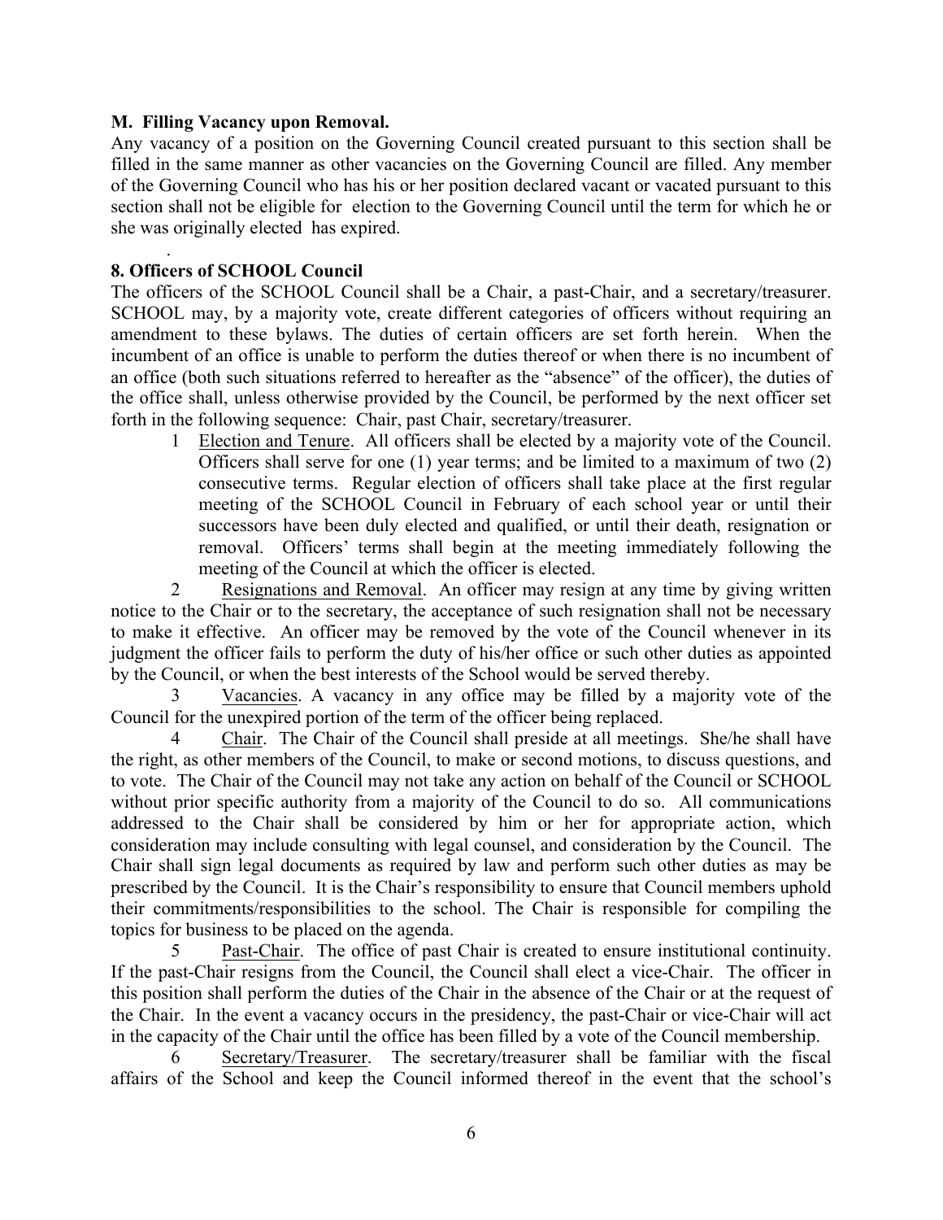**M. Filling Vacancy upon Removal.**

Any vacancy of a position on the Governing Council created pursuant to this section shall be filled in the same manner as other vacancies on the Governing Council are filled. Any member of the Governing Council who has his or her position declared vacant or vacated pursuant to this section shall not be eligible for election to the Governing Council until the term for which he or she was originally elected has expired.

**8. Officers of SCHOOL Council**

The officers of the SCHOOL Council shall be a Chair, a past-Chair, and a secretary/treasurer. SCHOOL may, by a majority vote, create different categories of officers without requiring an amendment to these bylaws. The duties of certain officers are set forth herein. When the incumbent of an office is unable to perform the duties thereof or when there is no incumbent of an office (both such situations referred to hereafter as the "absence" of the officer), the duties of the office shall, unless otherwise provided by the Council, be performed by the next officer set forth in the following sequence: Chair, past Chair, secretary/treasurer.

1 Election and Tenure. All officers shall be elected by a majority vote of the Council. Officers shall serve for one (1) year terms; and be limited to a maximum of two (2) consecutive terms. Regular election of officers shall take place at the first regular meeting of the SCHOOL Council in February of each school year or until their successors have been duly elected and qualified, or until their death, resignation or removal. Officers' terms shall begin at the meeting immediately following the meeting of the Council at which the officer is elected.

2 Resignations and Removal. An officer may resign at any time by giving written notice to the Chair or to the secretary, the acceptance of such resignation shall not be necessary to make it effective. An officer may be removed by the vote of the Council whenever in its judgment the officer fails to perform the duty of his/her office or such other duties as appointed by the Council, or when the best interests of the School would be served thereby.

3 Vacancies. A vacancy in any office may be filled by a majority vote of the Council for the unexpired portion of the term of the officer being replaced.

4 Chair. The Chair of the Council shall preside at all meetings. She/he shall have the right, as other members of the Council, to make or second motions, to discuss questions, and to vote. The Chair of the Council may not take any action on behalf of the Council or SCHOOL without prior specific authority from a majority of the Council to do so. All communications addressed to the Chair shall be considered by him or her for appropriate action, which consideration may include consulting with legal counsel, and consideration by the Council. The Chair shall sign legal documents as required by law and perform such other duties as may be prescribed by the Council. It is the Chair's responsibility to ensure that Council members uphold their commitments/responsibilities to the school. The Chair is responsible for compiling the topics for business to be placed on the agenda.

5 Past-Chair. The office of past Chair is created to ensure institutional continuity. If the past-Chair resigns from the Council, the Council shall elect a vice-Chair. The officer in this position shall perform the duties of the Chair in the absence of the Chair or at the request of the Chair. In the event a vacancy occurs in the presidency, the past-Chair or vice-Chair will act in the capacity of the Chair until the office has been filled by a vote of the Council membership.

6 Secretary/Treasurer. The secretary/treasurer shall be familiar with the fiscal affairs of the School and keep the Council informed thereof in the event that the school's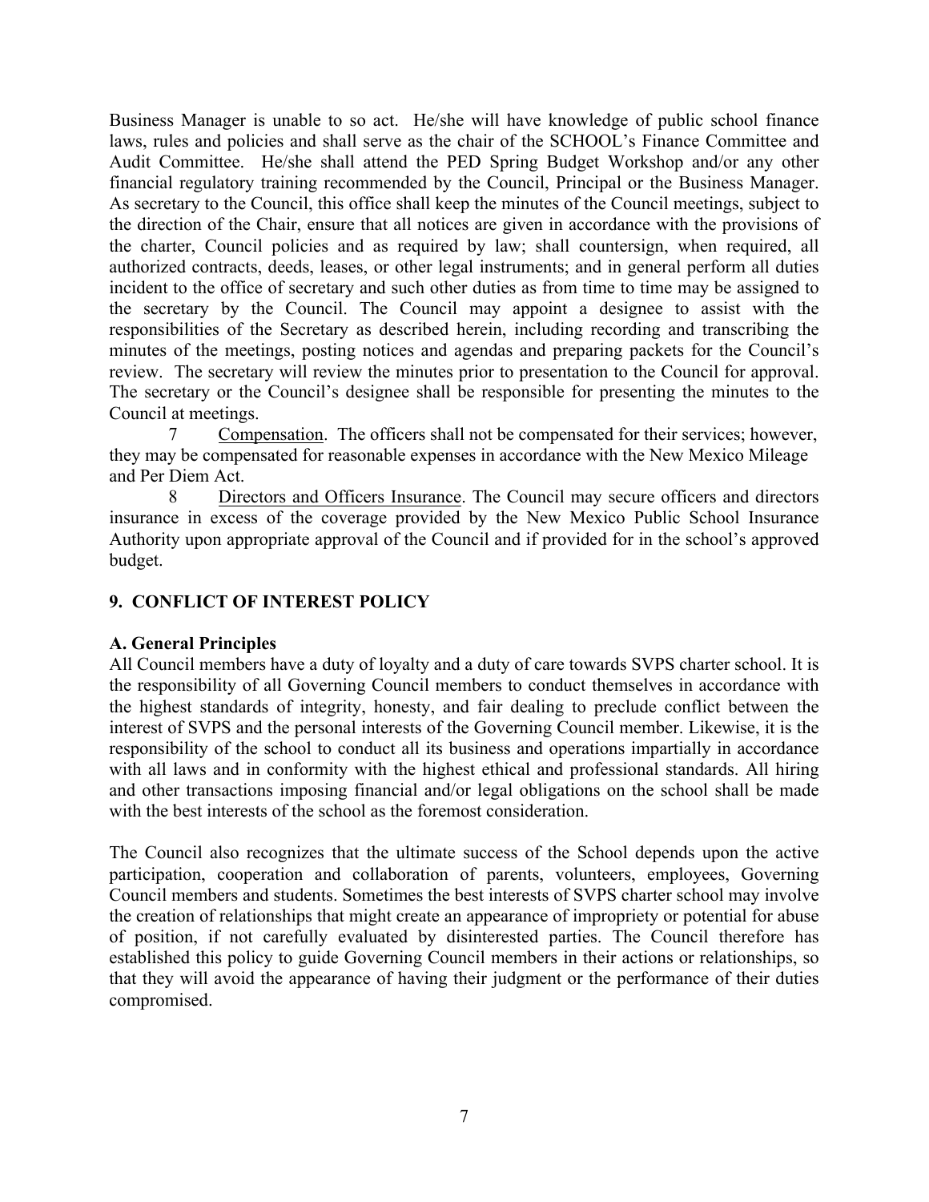Business Manager is unable to so act. He/she will have knowledge of public school finance laws, rules and policies and shall serve as the chair of the SCHOOL's Finance Committee and Audit Committee. He/she shall attend the PED Spring Budget Workshop and/or any other financial regulatory training recommended by the Council, Principal or the Business Manager. As secretary to the Council, this office shall keep the minutes of the Council meetings, subject to the direction of the Chair, ensure that all notices are given in accordance with the provisions of the charter, Council policies and as required by law; shall countersign, when required, all authorized contracts, deeds, leases, or other legal instruments; and in general perform all duties incident to the office of secretary and such other duties as from time to time may be assigned to the secretary by the Council. The Council may appoint a designee to assist with the responsibilities of the Secretary as described herein, including recording and transcribing the minutes of the meetings, posting notices and agendas and preparing packets for the Council's review. The secretary will review the minutes prior to presentation to the Council for approval. The secretary or the Council's designee shall be responsible for presenting the minutes to the Council at meetings.

7 Compensation. The officers shall not be compensated for their services; however, they may be compensated for reasonable expenses in accordance with the New Mexico Mileage and Per Diem Act.

8 Directors and Officers Insurance. The Council may secure officers and directors insurance in excess of the coverage provided by the New Mexico Public School Insurance Authority upon appropriate approval of the Council and if provided for in the school's approved budget.

## 9. CONFLICT OF INTEREST POLICY

### A. General Principles

All Council members have a duty of loyalty and a duty of care towards SVPS charter school. It is the responsibility of all Governing Council members to conduct themselves in accordance with the highest standards of integrity, honesty, and fair dealing to preclude conflict between the interest of SVPS and the personal interests of the Governing Council member. Likewise, it is the responsibility of the school to conduct all its business and operations impartially in accordance with all laws and in conformity with the highest ethical and professional standards. All hiring and other transactions imposing financial and/or legal obligations on the school shall be made with the best interests of the school as the foremost consideration.

The Council also recognizes that the ultimate success of the School depends upon the active participation, cooperation and collaboration of parents, volunteers, employees, Governing Council members and students. Sometimes the best interests of SVPS charter school may involve the creation of relationships that might create an appearance of impropriety or potential for abuse of position, if not carefully evaluated by disinterested parties. The Council therefore has established this policy to guide Governing Council members in their actions or relationships, so that they will avoid the appearance of having their judgment or the performance of their duties compromised.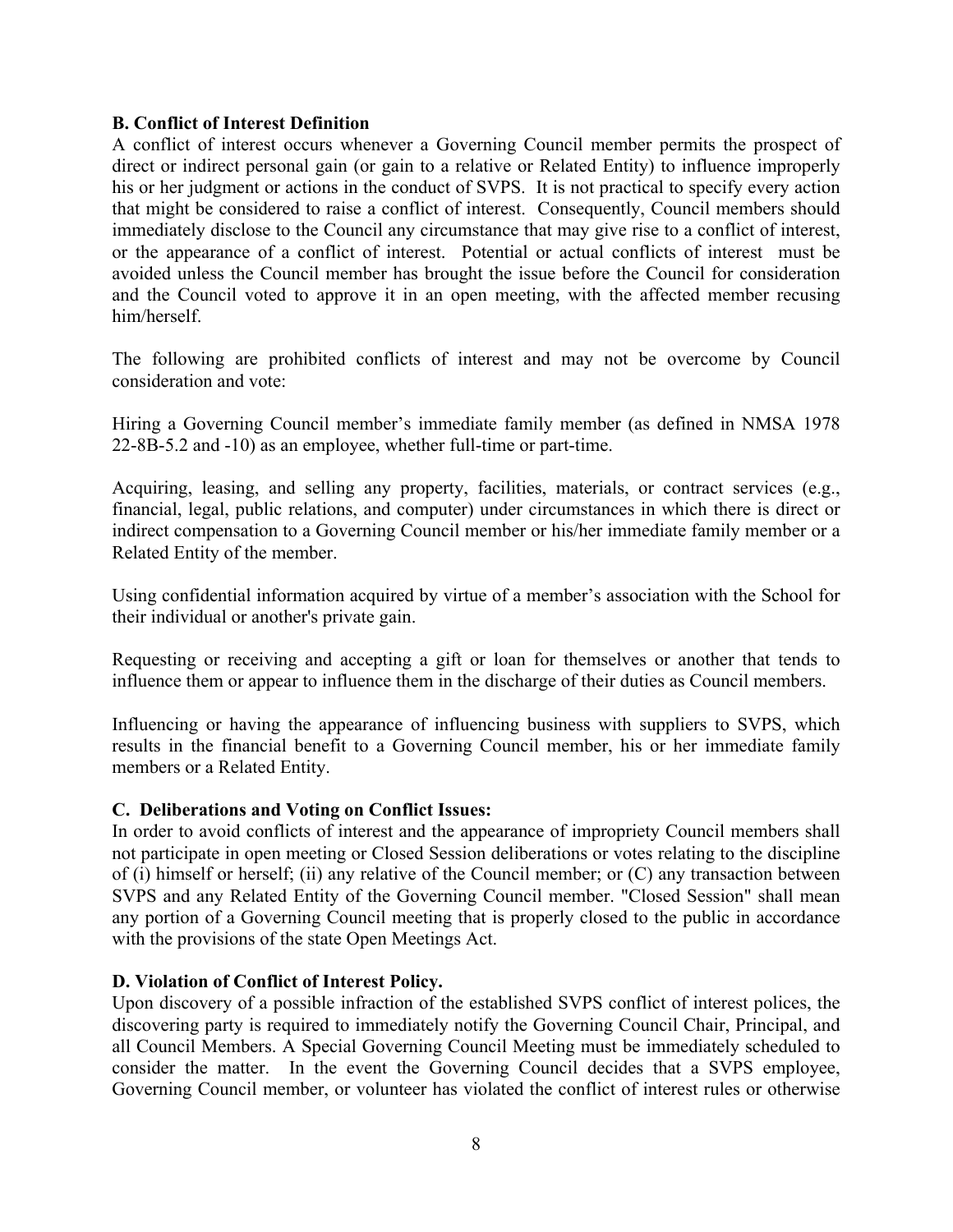**B. Conflict of Interest Definition**

A conflict of interest occurs whenever a Governing Council member permits the prospect of direct or indirect personal gain (or gain to a relative or Related Entity) to influence improperly his or her judgment or actions in the conduct of SVPS. It is not practical to specify every action that might be considered to raise a conflict of interest. Consequently, Council members should immediately disclose to the Council any circumstance that may give rise to a conflict of interest, or the appearance of a conflict of interest. Potential or actual conflicts of interest must be avoided unless the Council member has brought the issue before the Council for consideration and the Council voted to approve it in an open meeting, with the affected member recusing him/herself.

The following are prohibited conflicts of interest and may not be overcome by Council consideration and vote:

Hiring a Governing Council member's immediate family member (as defined in NMSA 1978 22-8B-5.2 and -10) as an employee, whether full-time or part-time.

Acquiring, leasing, and selling any property, facilities, materials, or contract services (e.g., financial, legal, public relations, and computer) under circumstances in which there is direct or indirect compensation to a Governing Council member or his/her immediate family member or a Related Entity of the member.

Using confidential information acquired by virtue of a member's association with the School for their individual or another's private gain.

Requesting or receiving and accepting a gift or loan for themselves or another that tends to influence them or appear to influence them in the discharge of their duties as Council members.

Influencing or having the appearance of influencing business with suppliers to SVPS, which results in the financial benefit to a Governing Council member, his or her immediate family members or a Related Entity.

**C. Deliberations and Voting on Conflict Issues:**

In order to avoid conflicts of interest and the appearance of impropriety Council members shall not participate in open meeting or Closed Session deliberations or votes relating to the discipline of (i) himself or herself; (ii) any relative of the Council member; or (C) any transaction between SVPS and any Related Entity of the Governing Council member. "Closed Session" shall mean any portion of a Governing Council meeting that is properly closed to the public in accordance with the provisions of the state Open Meetings Act.

**D. Violation of Conflict of Interest Policy.**

Upon discovery of a possible infraction of the established SVPS conflict of interest polices, the discovering party is required to immediately notify the Governing Council Chair, Principal, and all Council Members. A Special Governing Council Meeting must be immediately scheduled to consider the matter. In the event the Governing Council decides that a SVPS employee, Governing Council member, or volunteer has violated the conflict of interest rules or otherwise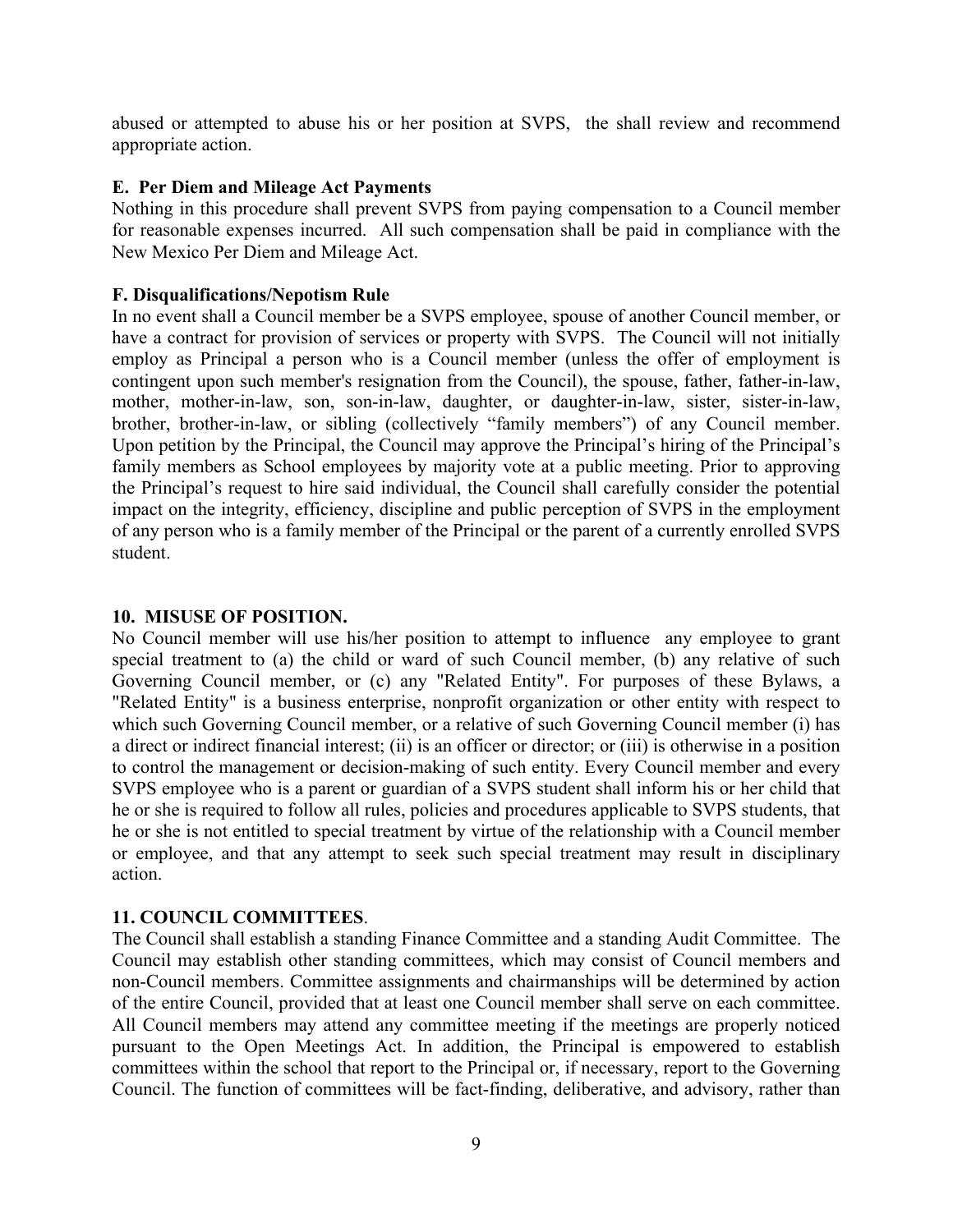abused or attempted to abuse his or her position at SVPS, the shall review and recommend appropriate action.

**E. Per Diem and Mileage Act Payments**

Nothing in this procedure shall prevent SVPS from paying compensation to a Council member for reasonable expenses incurred. All such compensation shall be paid in compliance with the New Mexico Per Diem and Mileage Act.

**F. Disqualifications/Nepotism Rule**

In no event shall a Council member be a SVPS employee, spouse of another Council member, or have a contract for provision of services or property with SVPS. The Council will not initially employ as Principal a person who is a Council member (unless the offer of employment is contingent upon such member's resignation from the Council), the spouse, father, father-in-law, mother, mother-in-law, son, son-in-law, daughter, or daughter-in-law, sister, sister-in-law, brother, brother-in-law, or sibling (collectively "family members") of any Council member. Upon petition by the Principal, the Council may approve the Principal's hiring of the Principal's family members as School employees by majority vote at a public meeting. Prior to approving the Principal's request to hire said individual, the Council shall carefully consider the potential impact on the integrity, efficiency, discipline and public perception of SVPS in the employment of any person who is a family member of the Principal or the parent of a currently enrolled SVPS student.

**10. MISUSE OF POSITION.**

No Council member will use his/her position to attempt to influence any employee to grant special treatment to (a) the child or ward of such Council member, (b) any relative of such Governing Council member, or (c) any "Related Entity". For purposes of these Bylaws, a "Related Entity" is a business enterprise, nonprofit organization or other entity with respect to which such Governing Council member, or a relative of such Governing Council member (i) has a direct or indirect financial interest; (ii) is an officer or director; or (iii) is otherwise in a position to control the management or decision-making of such entity. Every Council member and every SVPS employee who is a parent or guardian of a SVPS student shall inform his or her child that he or she is required to follow all rules, policies and procedures applicable to SVPS students, that he or she is not entitled to special treatment by virtue of the relationship with a Council member or employee, and that any attempt to seek such special treatment may result in disciplinary action.

**11. COUNCIL COMMITTEES**.

The Council shall establish a standing Finance Committee and a standing Audit Committee. The Council may establish other standing committees, which may consist of Council members and non-Council members. Committee assignments and chairmanships will be determined by action of the entire Council, provided that at least one Council member shall serve on each committee. All Council members may attend any committee meeting if the meetings are properly noticed pursuant to the Open Meetings Act. In addition, the Principal is empowered to establish committees within the school that report to the Principal or, if necessary, report to the Governing Council. The function of committees will be fact-finding, deliberative, and advisory, rather than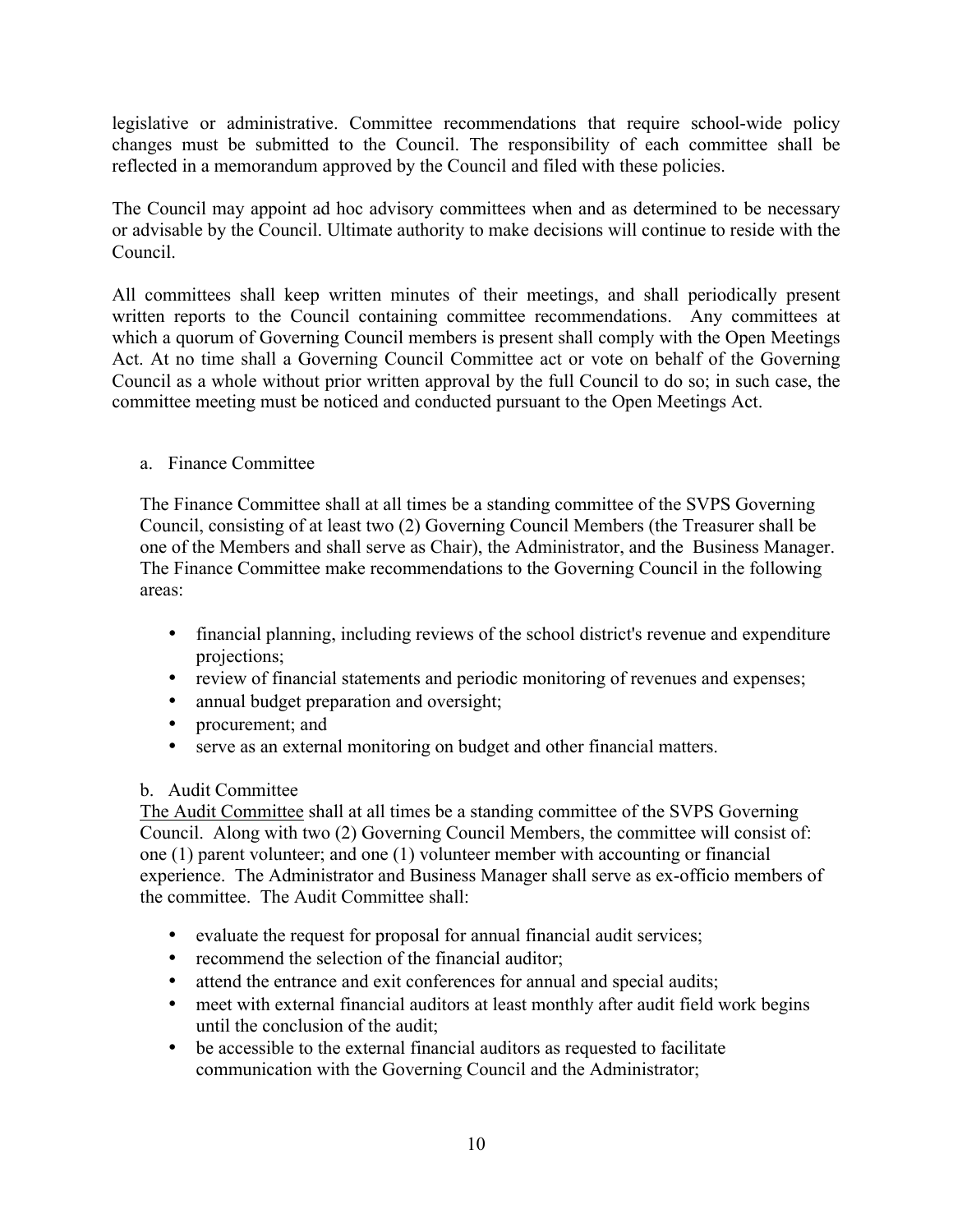legislative or administrative. Committee recommendations that require school-wide policy changes must be submitted to the Council. The responsibility of each committee shall be reflected in a memorandum approved by the Council and filed with these policies.

The Council may appoint ad hoc advisory committees when and as determined to be necessary or advisable by the Council. Ultimate authority to make decisions will continue to reside with the Council.

All committees shall keep written minutes of their meetings, and shall periodically present written reports to the Council containing committee recommendations. Any committees at which a quorum of Governing Council members is present shall comply with the Open Meetings Act. At no time shall a Governing Council Committee act or vote on behalf of the Governing Council as a whole without prior written approval by the full Council to do so; in such case, the committee meeting must be noticed and conducted pursuant to the Open Meetings Act.

a. Finance Committee

The Finance Committee shall at all times be a standing committee of the SVPS Governing Council, consisting of at least two (2) Governing Council Members (the Treasurer shall be one of the Members and shall serve as Chair), the Administrator, and the Business Manager. The Finance Committee make recommendations to the Governing Council in the following areas:

- financial planning, including reviews of the school district's revenue and expenditure projections;
- review of financial statements and periodic monitoring of revenues and expenses;
- annual budget preparation and oversight;
- procurement; and
- serve as an external monitoring on budget and other financial matters.

b. Audit Committee

<u>The Audit Committee</u> shall at all times be a standing committee of the SVPS Governing Council. Along with two (2) Governing Council Members, the committee will consist of: one (1) parent volunteer; and one (1) volunteer member with accounting or financial experience. The Administrator and Business Manager shall serve as ex-officio members of the committee. The Audit Committee shall:

- evaluate the request for proposal for annual financial audit services;
- recommend the selection of the financial auditor;
- attend the entrance and exit conferences for annual and special audits;
- meet with external financial auditors at least monthly after audit field work begins until the conclusion of the audit;
- be accessible to the external financial auditors as requested to facilitate communication with the Governing Council and the Administrator;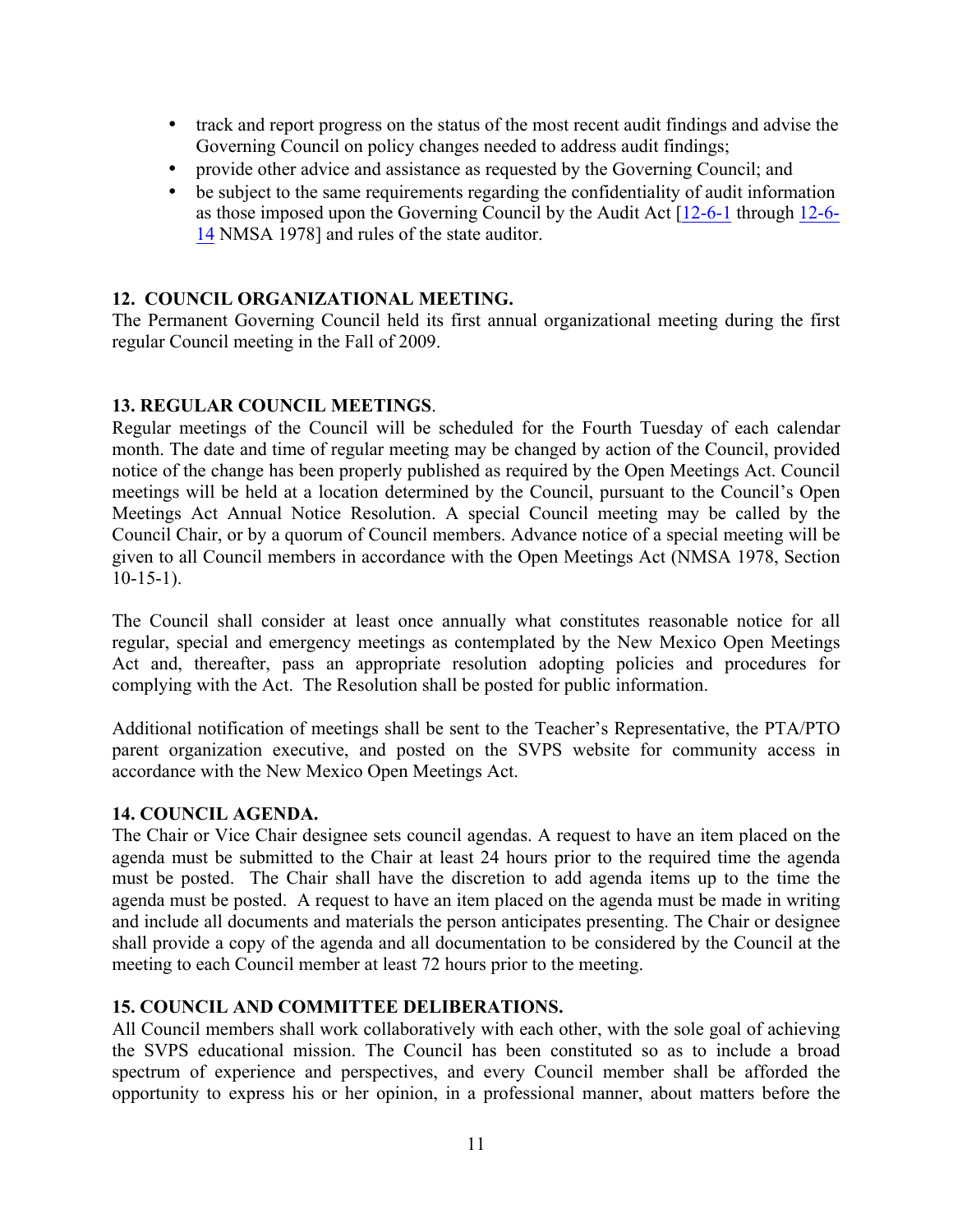- track and report progress on the status of the most recent audit findings and advise the Governing Council on policy changes needed to address audit findings;
- provide other advice and assistance as requested by the Governing Council; and
- be subject to the same requirements regarding the confidentiality of audit information as those imposed upon the Governing Council by the Audit Act [12-6-1 through 12-6-14 NMSA 1978] and rules of the state auditor.

**12. COUNCIL ORGANIZATIONAL MEETING.**

The Permanent Governing Council held its first annual organizational meeting during the first regular Council meeting in the Fall of 2009.

**13. REGULAR COUNCIL MEETINGS**.

Regular meetings of the Council will be scheduled for the Fourth Tuesday of each calendar month. The date and time of regular meeting may be changed by action of the Council, provided notice of the change has been properly published as required by the Open Meetings Act. Council meetings will be held at a location determined by the Council, pursuant to the Council's Open Meetings Act Annual Notice Resolution. A special Council meeting may be called by the Council Chair, or by a quorum of Council members. Advance notice of a special meeting will be given to all Council members in accordance with the Open Meetings Act (NMSA 1978, Section 10-15-1).

The Council shall consider at least once annually what constitutes reasonable notice for all regular, special and emergency meetings as contemplated by the New Mexico Open Meetings Act and, thereafter, pass an appropriate resolution adopting policies and procedures for complying with the Act. The Resolution shall be posted for public information.

Additional notification of meetings shall be sent to the Teacher's Representative, the PTA/PTO parent organization executive, and posted on the SVPS website for community access in accordance with the New Mexico Open Meetings Act.

**14. COUNCIL AGENDA.**

The Chair or Vice Chair designee sets council agendas. A request to have an item placed on the agenda must be submitted to the Chair at least 24 hours prior to the required time the agenda must be posted. The Chair shall have the discretion to add agenda items up to the time the agenda must be posted. A request to have an item placed on the agenda must be made in writing and include all documents and materials the person anticipates presenting. The Chair or designee shall provide a copy of the agenda and all documentation to be considered by the Council at the meeting to each Council member at least 72 hours prior to the meeting.

**15. COUNCIL AND COMMITTEE DELIBERATIONS.**

All Council members shall work collaboratively with each other, with the sole goal of achieving the SVPS educational mission. The Council has been constituted so as to include a broad spectrum of experience and perspectives, and every Council member shall be afforded the opportunity to express his or her opinion, in a professional manner, about matters before the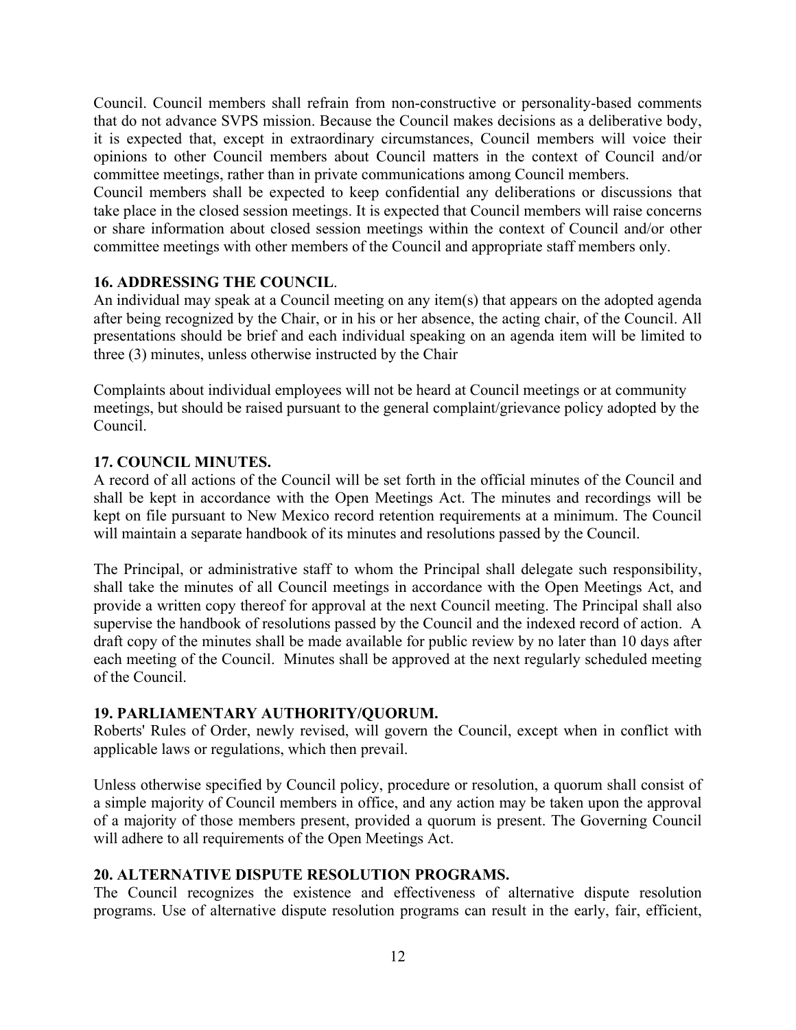Council. Council members shall refrain from non-constructive or personality-based comments that do not advance SVPS mission. Because the Council makes decisions as a deliberative body, it is expected that, except in extraordinary circumstances, Council members will voice their opinions to other Council members about Council matters in the context of Council and/or committee meetings, rather than in private communications among Council members.
Council members shall be expected to keep confidential any deliberations or discussions that take place in the closed session meetings. It is expected that Council members will raise concerns or share information about closed session meetings within the context of Council and/or other committee meetings with other members of the Council and appropriate staff members only.

**16. ADDRESSING THE COUNCIL**.
An individual may speak at a Council meeting on any item(s) that appears on the adopted agenda after being recognized by the Chair, or in his or her absence, the acting chair, of the Council. All presentations should be brief and each individual speaking on an agenda item will be limited to three (3) minutes, unless otherwise instructed by the Chair

Complaints about individual employees will not be heard at Council meetings or at community meetings, but should be raised pursuant to the general complaint/grievance policy adopted by the Council.

**17. COUNCIL MINUTES.**
A record of all actions of the Council will be set forth in the official minutes of the Council and shall be kept in accordance with the Open Meetings Act. The minutes and recordings will be kept on file pursuant to New Mexico record retention requirements at a minimum. The Council will maintain a separate handbook of its minutes and resolutions passed by the Council.

The Principal, or administrative staff to whom the Principal shall delegate such responsibility, shall take the minutes of all Council meetings in accordance with the Open Meetings Act, and provide a written copy thereof for approval at the next Council meeting. The Principal shall also supervise the handbook of resolutions passed by the Council and the indexed record of action. A draft copy of the minutes shall be made available for public review by no later than 10 days after each meeting of the Council. Minutes shall be approved at the next regularly scheduled meeting of the Council.

**19. PARLIAMENTARY AUTHORITY/QUORUM.**
Roberts' Rules of Order, newly revised, will govern the Council, except when in conflict with applicable laws or regulations, which then prevail.

Unless otherwise specified by Council policy, procedure or resolution, a quorum shall consist of a simple majority of Council members in office, and any action may be taken upon the approval of a majority of those members present, provided a quorum is present. The Governing Council will adhere to all requirements of the Open Meetings Act.

**20. ALTERNATIVE DISPUTE RESOLUTION PROGRAMS.**
The Council recognizes the existence and effectiveness of alternative dispute resolution programs. Use of alternative dispute resolution programs can result in the early, fair, efficient,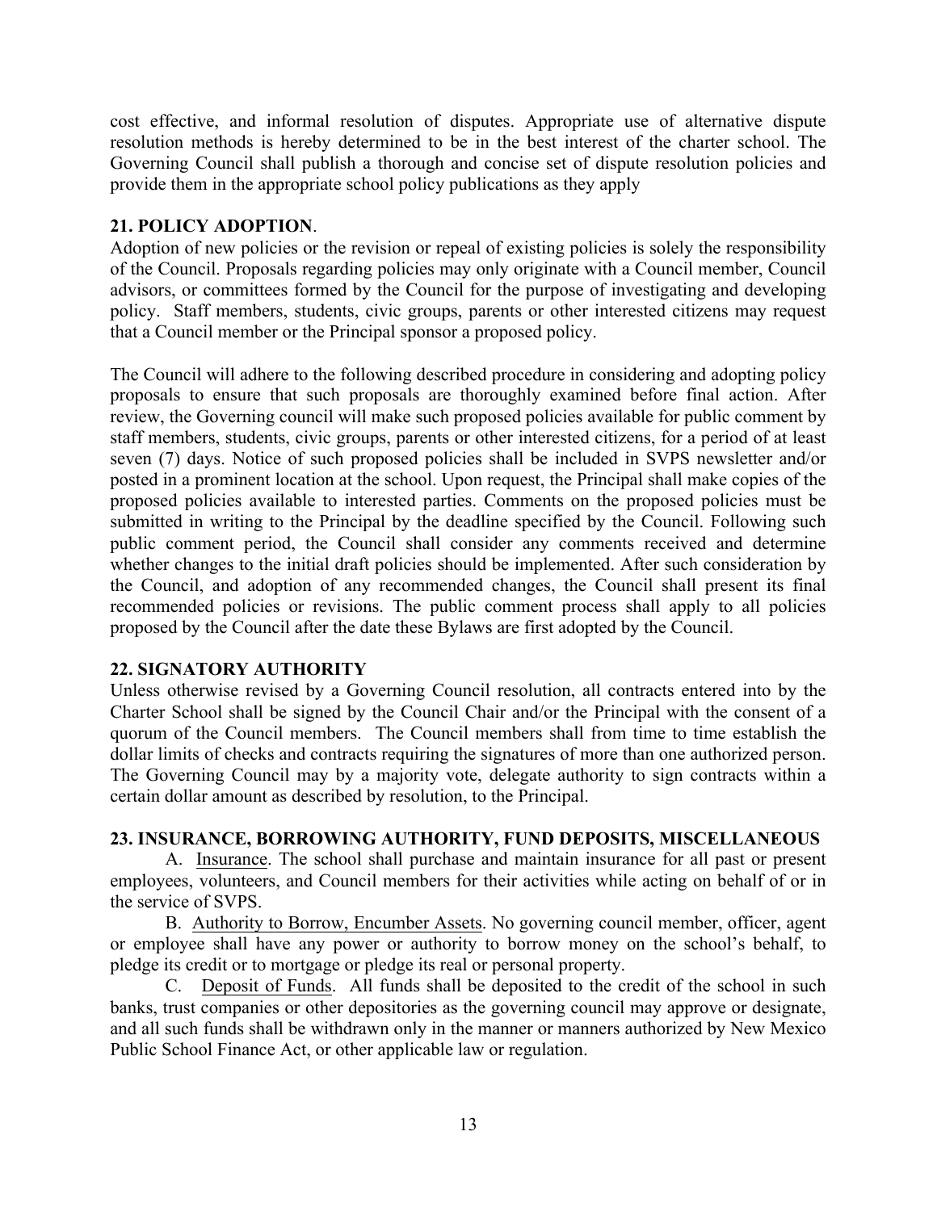cost effective, and informal resolution of disputes. Appropriate use of alternative dispute resolution methods is hereby determined to be in the best interest of the charter school. The Governing Council shall publish a thorough and concise set of dispute resolution policies and provide them in the appropriate school policy publications as they apply

**21. POLICY ADOPTION**.

Adoption of new policies or the revision or repeal of existing policies is solely the responsibility of the Council. Proposals regarding policies may only originate with a Council member, Council advisors, or committees formed by the Council for the purpose of investigating and developing policy. Staff members, students, civic groups, parents or other interested citizens may request that a Council member or the Principal sponsor a proposed policy.

The Council will adhere to the following described procedure in considering and adopting policy proposals to ensure that such proposals are thoroughly examined before final action. After review, the Governing council will make such proposed policies available for public comment by staff members, students, civic groups, parents or other interested citizens, for a period of at least seven (7) days. Notice of such proposed policies shall be included in SVPS newsletter and/or posted in a prominent location at the school. Upon request, the Principal shall make copies of the proposed policies available to interested parties. Comments on the proposed policies must be submitted in writing to the Principal by the deadline specified by the Council. Following such public comment period, the Council shall consider any comments received and determine whether changes to the initial draft policies should be implemented. After such consideration by the Council, and adoption of any recommended changes, the Council shall present its final recommended policies or revisions. The public comment process shall apply to all policies proposed by the Council after the date these Bylaws are first adopted by the Council.

**22. SIGNATORY AUTHORITY**

Unless otherwise revised by a Governing Council resolution, all contracts entered into by the Charter School shall be signed by the Council Chair and/or the Principal with the consent of a quorum of the Council members. The Council members shall from time to time establish the dollar limits of checks and contracts requiring the signatures of more than one authorized person. The Governing Council may by a majority vote, delegate authority to sign contracts within a certain dollar amount as described by resolution, to the Principal.

**23. INSURANCE, BORROWING AUTHORITY, FUND DEPOSITS, MISCELLANEOUS**

A. Insurance. The school shall purchase and maintain insurance for all past or present employees, volunteers, and Council members for their activities while acting on behalf of or in the service of SVPS.

B. Authority to Borrow, Encumber Assets. No governing council member, officer, agent or employee shall have any power or authority to borrow money on the school's behalf, to pledge its credit or to mortgage or pledge its real or personal property.

C. Deposit of Funds. All funds shall be deposited to the credit of the school in such banks, trust companies or other depositories as the governing council may approve or designate, and all such funds shall be withdrawn only in the manner or manners authorized by New Mexico Public School Finance Act, or other applicable law or regulation.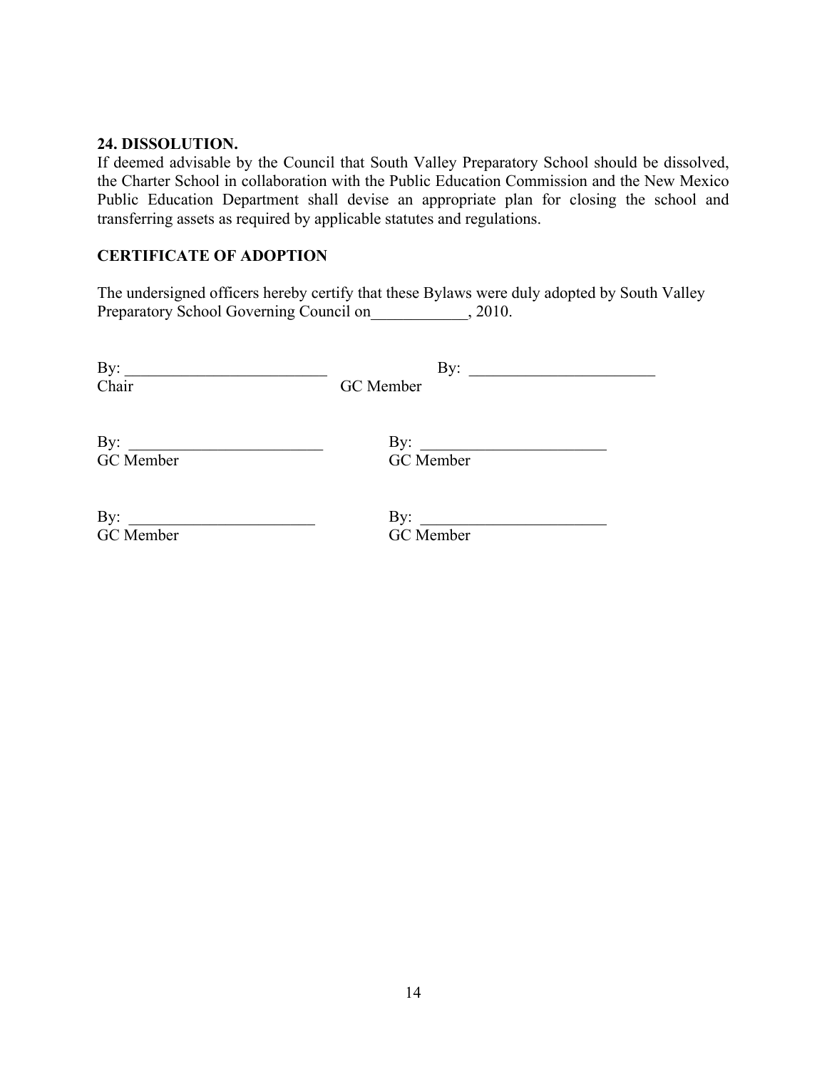**24. DISSOLUTION.**
If deemed advisable by the Council that South Valley Preparatory School should be dissolved, the Charter School in collaboration with the Public Education Commission and the New Mexico Public Education Department shall devise an appropriate plan for closing the school and transferring assets as required by applicable statutes and regulations.

**CERTIFICATE OF ADOPTION**

The undersigned officers hereby certify that these Bylaws were duly adopted by South Valley Preparatory School Governing Council on____________, 2010.

By: _________________________
Chair

By: _______________________
GC Member

By: ________________________
GC Member

By: _______________________
GC Member

By: _______________________
GC Member

By: _______________________
GC Member